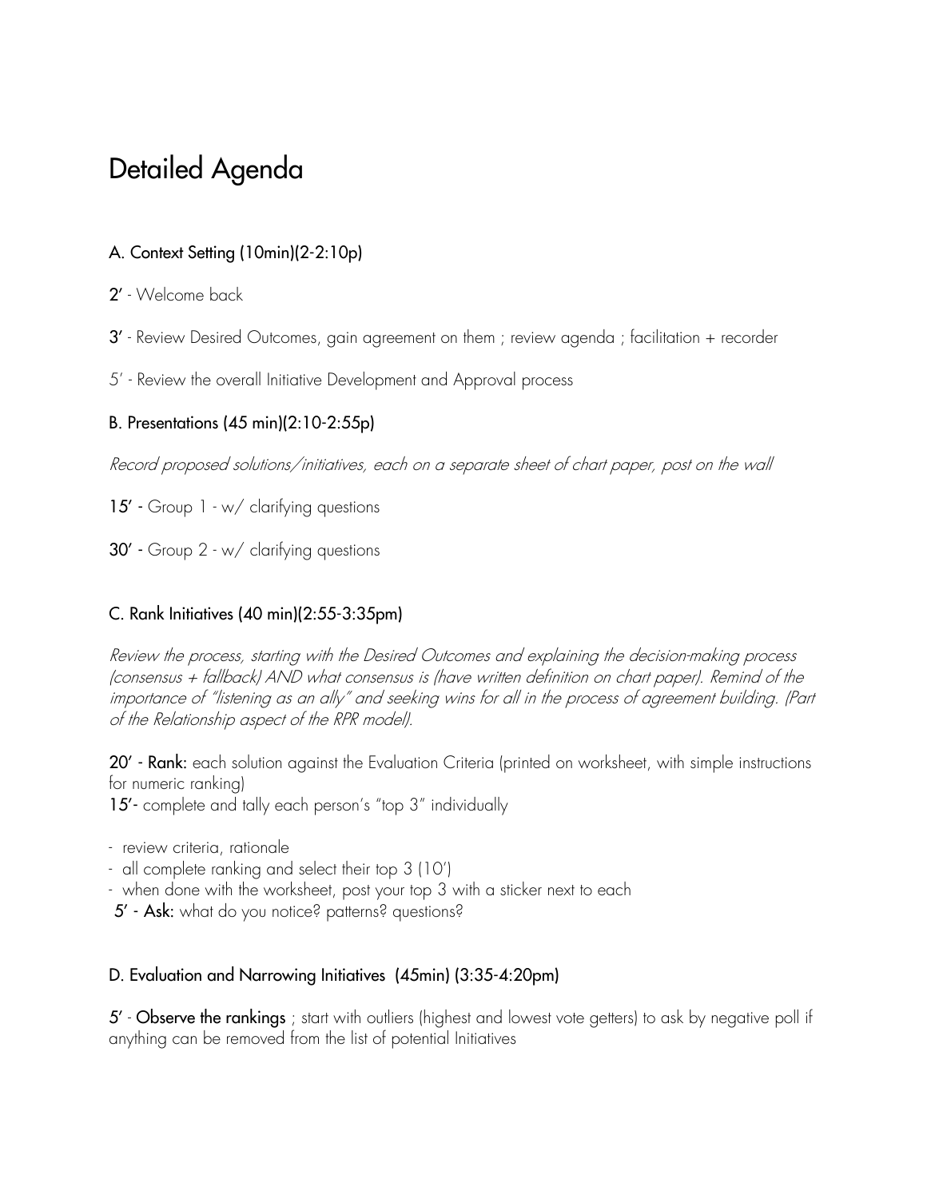# Detailed Agenda

### A. Context Setting (10min)(2-2:10p)

**2'** - Welcome back

**3'** - Review Desired Outcomes, gain agreement on them ; review agenda ; facilitation + recorder

5' - Review the overall Initiative Development and Approval process

### B. Presentations (45 min)(2:10-2:55p)

*Record proposed solutions/initiatives, each on a separate sheet of chart paper, post on the wall*

**15' -** Group 1 - w/ clarifying questions

**30' -** Group 2 - w/ clarifying questions

### C. Rank Initiatives (40 min)(2:55-3:35pm)

*Review the process, starting with the Desired Outcomes and explaining the decision-making process (consensus + fallback) AND what consensus is (have written definition on chart paper). Remind of the importance of "listening as an ally" and seeking wins for all in the process of agreement building. (Part of the Relationship aspect of the RPR model).*

**20' - Rank:** each solution against the Evaluation Criteria (printed on worksheet, with simple instructions for numeric ranking)

**15'-** complete and tally each person's "top 3" individually

- review criteria, rationale
- all complete ranking and select their top 3 (10')
- when done with the worksheet, post your top 3 with a sticker next to each

**5' - Ask:** what do you notice? patterns? questions?

### D. Evaluation and Narrowing Initiatives (45min) (3:35-4:20pm)

**5'** - **Observe the rankings** ; start with outliers (highest and lowest vote getters) to ask by negative poll if anything can be removed from the list of potential Initiatives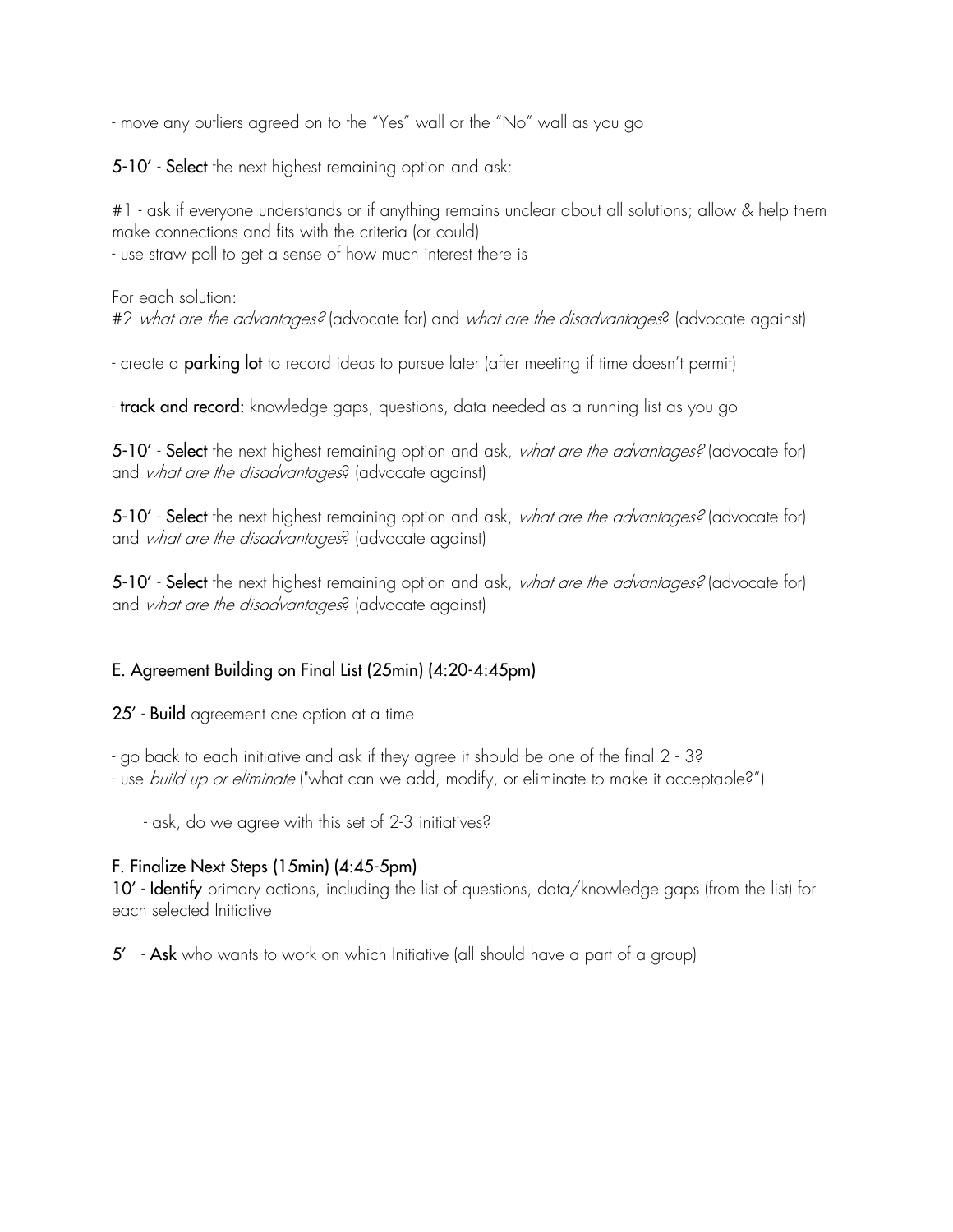- move any outliers agreed on to the "Yes" wall or the "No" wall as you go

**5-10'** - **Select** the next highest remaining option and ask:

#1 - ask if everyone understands or if anything remains unclear about all solutions; allow & help them make connections and fits with the criteria (or could)
- use straw poll to get a sense of how much interest there is

For each solution:
#2 *what are the advantages?* (advocate for) and *what are the disadvantages*? (advocate against)

- create a **parking lot** to record ideas to pursue later (after meeting if time doesn't permit)

- **track and record:** knowledge gaps, questions, data needed as a running list as you go

**5-10'** - **Select** the next highest remaining option and ask, *what are the advantages?* (advocate for) and *what are the disadvantages*? (advocate against)

**5-10'** - **Select** the next highest remaining option and ask, *what are the advantages?* (advocate for) and *what are the disadvantages*? (advocate against)

**5-10'** - **Select** the next highest remaining option and ask, *what are the advantages?* (advocate for) and *what are the disadvantages*? (advocate against)

## E. Agreement Building on Final List (25min) (4:20-4:45pm)

**25'** - **Build** agreement one option at a time

- go back to each initiative and ask if they agree it should be one of the final 2 - 3?
- use *build up or eliminate* ("what can we add, modify, or eliminate to make it acceptable?")

    - ask, do we agree with this set of 2-3 initiatives?

## F. Finalize Next Steps (15min) (4:45-5pm)

**10'** - **Identify** primary actions, including the list of questions, data/knowledge gaps (from the list) for each selected Initiative

**5'** - **Ask** who wants to work on which Initiative (all should have a part of a group)